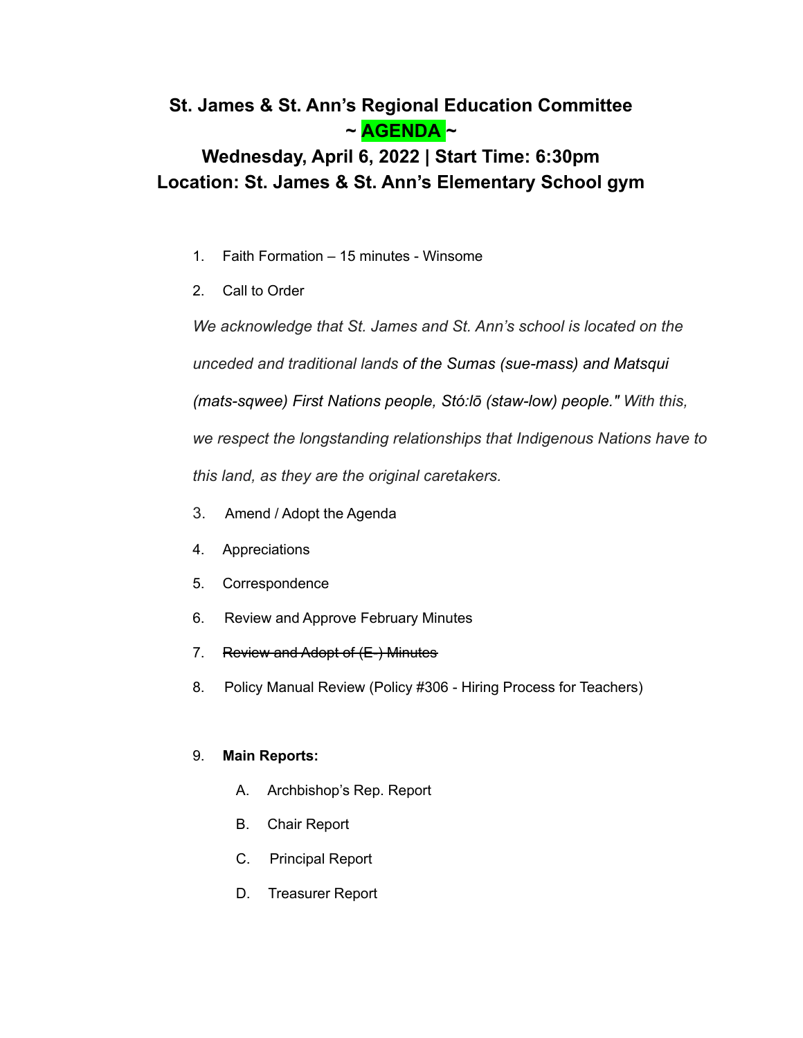# St. James & St. Ann's Regional Education Committee
# ~ AGENDA ~
## Wednesday, April 6, 2022 | Start Time: 6:30pm
## Location: St. James & St. Ann's Elementary School gym

1. Faith Formation – 15 minutes - Winsome
2. Call to Order

   *We acknowledge that St. James and St. Ann's school is located on the unceded and traditional lands of the Sumas (sue-mass) and Matsqui (mats-sqwee) First Nations people, Stó:lō (staw-low) people." With this, we respect the longstanding relationships that Indigenous Nations have to this land, as they are the original caretakers.*

3. Amend / Adopt the Agenda
4. Appreciations
5. Correspondence
6. Review and Approve February Minutes
7. ~~Review and Adopt of (E-) Minutes~~
8. Policy Manual Review (Policy #306 - Hiring Process for Teachers)

9. **Main Reports:**
   - A. Archbishop's Rep. Report
   - B. Chair Report
   - C. Principal Report
   - D. Treasurer Report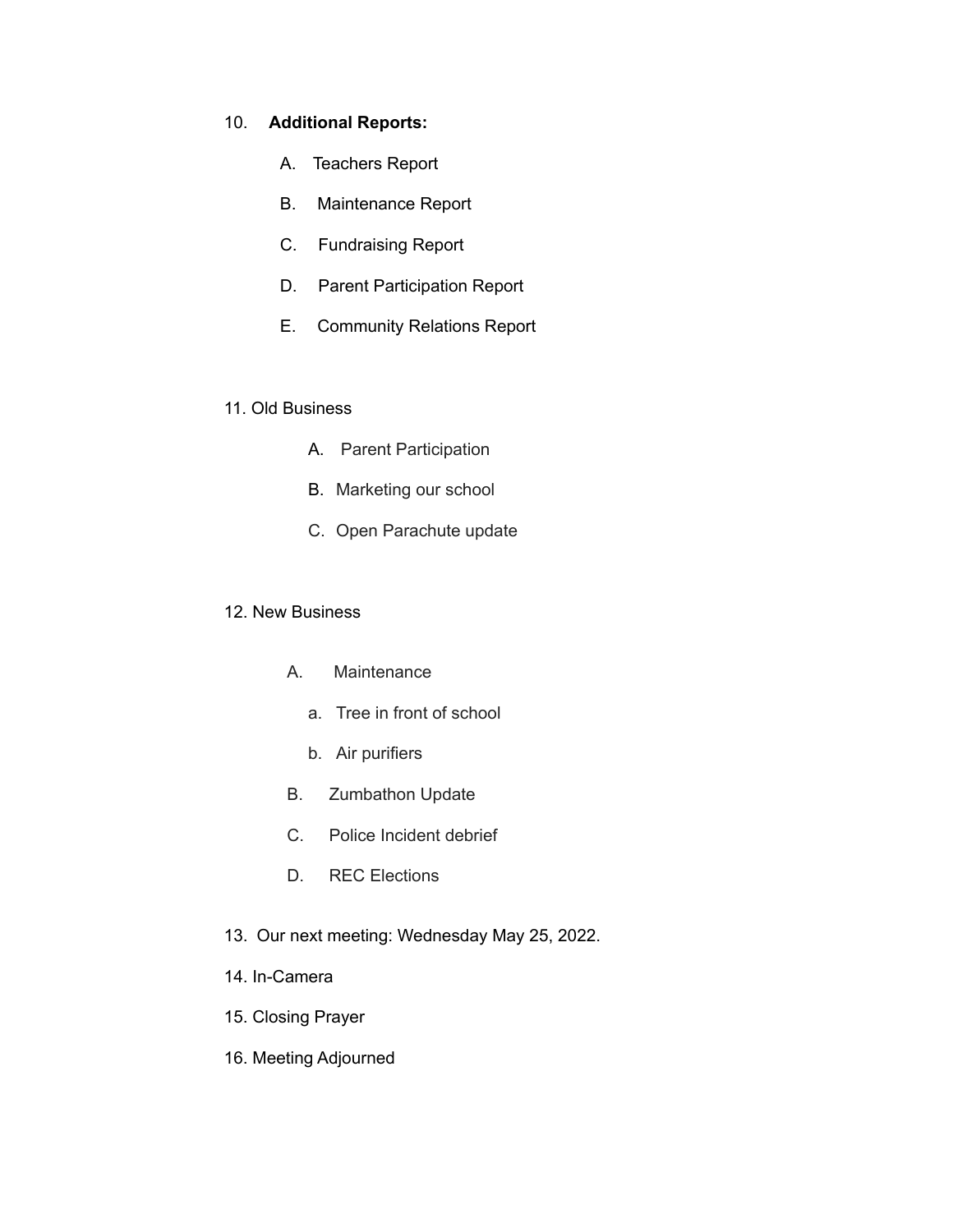10. **Additional Reports:**
    - A. Teachers Report
    - B. Maintenance Report
    - C. Fundraising Report
    - D. Parent Participation Report
    - E. Community Relations Report

11. Old Business
    - A. Parent Participation
    - B. Marketing our school
    - C. Open Parachute update

12. New Business
    - A. Maintenance
        - a. Tree in front of school
        - b. Air purifiers
    - B. Zumbathon Update
    - C. Police Incident debrief
    - D. REC Elections

13. Our next meeting: Wednesday May 25, 2022.

14. In-Camera

15. Closing Prayer

16. Meeting Adjourned